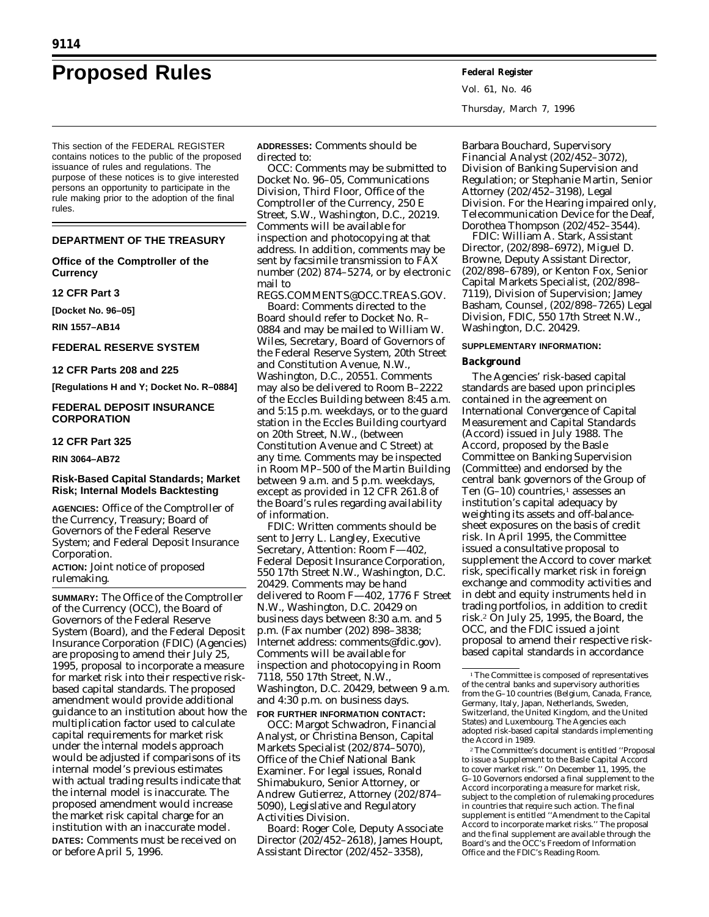# Proposed Rules

This section of the FEDERAL REGISTER contains notices to the public of the proposed issuance of rules and regulations. The purpose of these notices is to give interested persons an opportunity to participate in the rule making prior to the adoption of the final rules.

## DEPARTMENT OF THE TREASURY

### Office of the Comptroller of the Currency

**12 CFR Part 3**

**[Docket No. 96–05]**

**RIN 1557–AB14**

## FEDERAL RESERVE SYSTEM

**12 CFR Parts 208 and 225**

**[Regulations H and Y; Docket No. R–0884]**

## FEDERAL DEPOSIT INSURANCE CORPORATION

**12 CFR Part 325**

**RIN 3064–AB72**

### Risk-Based Capital Standards; Market Risk; Internal Models Backtesting

**AGENCIES:** Office of the Comptroller of the Currency, Treasury; Board of Governors of the Federal Reserve System; and Federal Deposit Insurance Corporation.

**ACTION:** Joint notice of proposed rulemaking.

**SUMMARY:** The Office of the Comptroller of the Currency (OCC), the Board of Governors of the Federal Reserve System (Board), and the Federal Deposit Insurance Corporation (FDIC) (Agencies) are proposing to amend their July 25, 1995, proposal to incorporate a measure for market risk into their respective risk-based capital standards. The proposed amendment would provide additional guidance to an institution about how the multiplication factor used to calculate capital requirements for market risk under the internal models approach would be adjusted if comparisons of its internal model's previous estimates with actual trading results indicate that the internal model is inaccurate. The proposed amendment would increase the market risk capital charge for an institution with an inaccurate model.

**DATES:** Comments must be received on or before April 5, 1996.

**ADDRESSES:** Comments should be directed to:

OCC: Comments may be submitted to Docket No. 96–05, Communications Division, Third Floor, Office of the Comptroller of the Currency, 250 E Street, S.W., Washington, D.C., 20219. Comments will be available for inspection and photocopying at that address. In addition, comments may be sent by facsimile transmission to FAX number (202) 874–5274, or by electronic mail to REGS.COMMENTS@OCC.TREAS.GOV.

Board: Comments directed to the Board should refer to Docket No. R–0884 and may be mailed to William W. Wiles, Secretary, Board of Governors of the Federal Reserve System, 20th Street and Constitution Avenue, N.W., Washington, D.C., 20551. Comments may also be delivered to Room B–2222 of the Eccles Building between 8:45 a.m. and 5:15 p.m. weekdays, or to the guard station in the Eccles Building courtyard on 20th Street, N.W., (between Constitution Avenue and C Street) at any time. Comments may be inspected in Room MP–500 of the Martin Building between 9 a.m. and 5 p.m. weekdays, except as provided in 12 CFR 261.8 of the Board's rules regarding availability of information.

FDIC: Written comments should be sent to Jerry L. Langley, Executive Secretary, Attention: Room F—402, Federal Deposit Insurance Corporation, 550 17th Street N.W., Washington, D.C. 20429. Comments may be hand delivered to Room F—402, 1776 F Street N.W., Washington, D.C. 20429 on business days between 8:30 a.m. and 5 p.m. (Fax number (202) 898–3838; Internet address: comments@fdic.gov). Comments will be available for inspection and photocopying in Room 7118, 550 17th Street, N.W., Washington, D.C. 20429, between 9 a.m. and 4:30 p.m. on business days.

**FOR FURTHER INFORMATION CONTACT:**

OCC: Margot Schwadron, Financial Analyst, or Christina Benson, Capital Markets Specialist (202/874–5070), Office of the Chief National Bank Examiner. For legal issues, Ronald Shimabukuro, Senior Attorney, or Andrew Gutierrez, Attorney (202/874–5090), Legislative and Regulatory Activities Division.

Board: Roger Cole, Deputy Associate Director (202/452–2618), James Houpt, Assistant Director (202/452–3358), Barbara Bouchard, Supervisory Financial Analyst (202/452–3072), Division of Banking Supervision and Regulation; or Stephanie Martin, Senior Attorney (202/452–3198), Legal Division. For the Hearing impaired only, Telecommunication Device for the Deaf, Dorothea Thompson (202/452–3544).

FDIC: William A. Stark, Assistant Director, (202/898–6972), Miguel D. Browne, Deputy Assistant Director, (202/898–6789), or Kenton Fox, Senior Capital Markets Specialist, (202/898–7119), Division of Supervision; Jamey Basham, Counsel, (202/898–7265) Legal Division, FDIC, 550 17th Street N.W., Washington, D.C. 20429.

**SUPPLEMENTARY INFORMATION:**

#### Background

The Agencies' risk-based capital standards are based upon principles contained in the agreement on International Convergence of Capital Measurement and Capital Standards (Accord) issued in July 1988. The Accord, proposed by the Basle Committee on Banking Supervision (Committee) and endorsed by the central bank governors of the Group of Ten (G–10) countries,[1] assesses an institution's capital adequacy by weighting its assets and off-balance-sheet exposures on the basis of credit risk. In April 1995, the Committee issued a consultative proposal to supplement the Accord to cover market risk, specifically market risk in foreign exchange and commodity activities and in debt and equity instruments held in trading portfolios, in addition to credit risk.[2] On July 25, 1995, the Board, the OCC, and the FDIC issued a joint proposal to amend their respective risk-based capital standards in accordance

---

[1] The Committee is composed of representatives of the central banks and supervisory authorities from the G–10 countries (Belgium, Canada, France, Germany, Italy, Japan, Netherlands, Sweden, Switzerland, the United Kingdom, and the United States) and Luxembourg. The Agencies each adopted risk-based capital standards implementing the Accord in 1989.

[2] The Committee's document is entitled ''Proposal to issue a Supplement to the Basle Capital Accord to cover market risk.'' On December 11, 1995, the G–10 Governors endorsed a final supplement to the Accord incorporating a measure for market risk, subject to the completion of rulemaking procedures in countries that require such action. The final supplement is entitled ''Amendment to the Capital Accord to incorporate market risks.'' The proposal and the final supplement are available through the Board's and the OCC's Freedom of Information Office and the FDIC's Reading Room.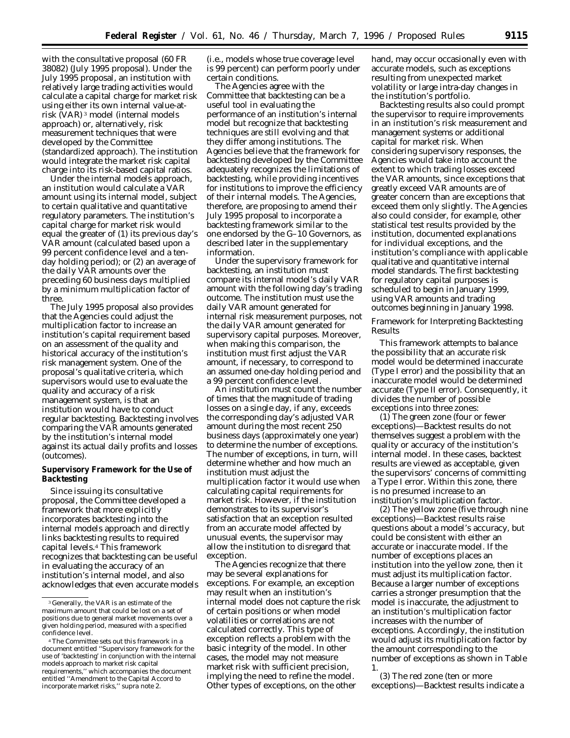with the consultative proposal (60 FR 38082) (July 1995 proposal). Under the July 1995 proposal, an institution with relatively large trading activities would calculate a capital charge for market risk using either its own internal value-at-risk (VAR)[3] model (internal models approach) or, alternatively, risk measurement techniques that were developed by the Committee (standardized approach). The institution would integrate the market risk capital charge into its risk-based capital ratios.

Under the internal models approach, an institution would calculate a VAR amount using its internal model, subject to certain qualitative and quantitative regulatory parameters. The institution's capital charge for market risk would equal the greater of (1) its previous day's VAR amount (calculated based upon a 99 percent confidence level and a ten-day holding period); or (2) an average of the daily VAR amounts over the preceding 60 business days multiplied by a minimum multiplication factor of three.

The July 1995 proposal also provides that the Agencies could adjust the multiplication factor to increase an institution's capital requirement based on an assessment of the quality and historical accuracy of the institution's risk management system. One of the proposal's qualitative criteria, which supervisors would use to evaluate the quality and accuracy of a risk management system, is that an institution would have to conduct regular backtesting. Backtesting involves comparing the VAR amounts generated by the institution's internal model against its actual daily profits and losses (outcomes).

## Supervisory Framework for the Use of Backtesting

Since issuing its consultative proposal, the Committee developed a framework that more explicitly incorporates backtesting into the internal models approach and directly links backtesting results to required capital levels.[4] This framework recognizes that backtesting can be useful in evaluating the accuracy of an institution's internal model, and also acknowledges that even accurate models (i.e., models whose true coverage level is 99 percent) can perform poorly under certain conditions.

The Agencies agree with the Committee that backtesting can be a useful tool in evaluating the performance of an institution's internal model but recognize that backtesting techniques are still evolving and that they differ among institutions. The Agencies believe that the framework for backtesting developed by the Committee adequately recognizes the limitations of backtesting, while providing incentives for institutions to improve the efficiency of their internal models. The Agencies, therefore, are proposing to amend their July 1995 proposal to incorporate a backtesting framework similar to the one endorsed by the G–10 Governors, as described later in the supplementary information.

Under the supervisory framework for backtesting, an institution must compare its internal model's daily VAR amount with the following day's trading outcome. The institution must use the daily VAR amount generated for internal risk measurement purposes, not the daily VAR amount generated for supervisory capital purposes. Moreover, when making this comparison, the institution must first adjust the VAR amount, if necessary, to correspond to an assumed one-day holding period and a 99 percent confidence level.

An institution must count the number of times that the magnitude of trading losses on a single day, if any, exceeds the corresponding day's adjusted VAR amount during the most recent 250 business days (approximately one year) to determine the number of exceptions. The number of exceptions, in turn, will determine whether and how much an institution must adjust the multiplication factor it would use when calculating capital requirements for market risk. However, if the institution demonstrates to its supervisor's satisfaction that an exception resulted from an accurate model affected by unusual events, the supervisor may allow the institution to disregard that exception.

The Agencies recognize that there may be several explanations for exceptions. For example, an exception may result when an institution's internal model does not capture the risk of certain positions or when model volatilities or correlations are not calculated correctly. This type of exception reflects a problem with the basic integrity of the model. In other cases, the model may not measure market risk with sufficient precision, implying the need to refine the model. Other types of exceptions, on the other hand, may occur occasionally even with accurate models, such as exceptions resulting from unexpected market volatility or large intra-day changes in the institution's portfolio.

Backtesting results also could prompt the supervisor to require improvements in an institution's risk measurement and management systems or additional capital for market risk. When considering supervisory responses, the Agencies would take into account the extent to which trading losses exceed the VAR amounts, since exceptions that greatly exceed VAR amounts are of greater concern than are exceptions that exceed them only slightly. The Agencies also could consider, for example, other statistical test results provided by the institution, documented explanations for individual exceptions, and the institution's compliance with applicable qualitative and quantitative internal model standards. The first backtesting for regulatory capital purposes is scheduled to begin in January 1999, using VAR amounts and trading outcomes beginning in January 1998.

### Framework for Interpreting Backtesting Results

This framework attempts to balance the possibility that an accurate risk model would be determined inaccurate (Type I error) and the possibility that an inaccurate model would be determined accurate (Type II error). Consequently, it divides the number of possible exceptions into three zones:

(1) The green zone (four or fewer exceptions)—Backtest results do not themselves suggest a problem with the quality or accuracy of the institution's internal model. In these cases, backtest results are viewed as acceptable, given the supervisors' concerns of committing a Type I error. Within this zone, there is no presumed increase to an institution's multiplication factor.

(2) The yellow zone (five through nine exceptions)—Backtest results raise questions about a model's accuracy, but could be consistent with either an accurate or inaccurate model. If the number of exceptions places an institution into the yellow zone, then it must adjust its multiplication factor. Because a larger number of exceptions carries a stronger presumption that the model is inaccurate, the adjustment to an institution's multiplication factor increases with the number of exceptions. Accordingly, the institution would adjust its multiplication factor by the amount corresponding to the number of exceptions as shown in Table 1.

(3) The red zone (ten or more exceptions)—Backtest results indicate a

---

[3] Generally, the VAR is an estimate of the maximum amount that could be lost on a set of positions due to general market movements over a given holding period, measured with a specified confidence level.

[4] The Committee sets out this framework in a document entitled "Supervisory framework for the use of 'backtesting' in conjunction with the internal models approach to market risk capital requirements," which accompanies the document entitled "Amendment to the Capital Accord to incorporate market risks," supra note 2.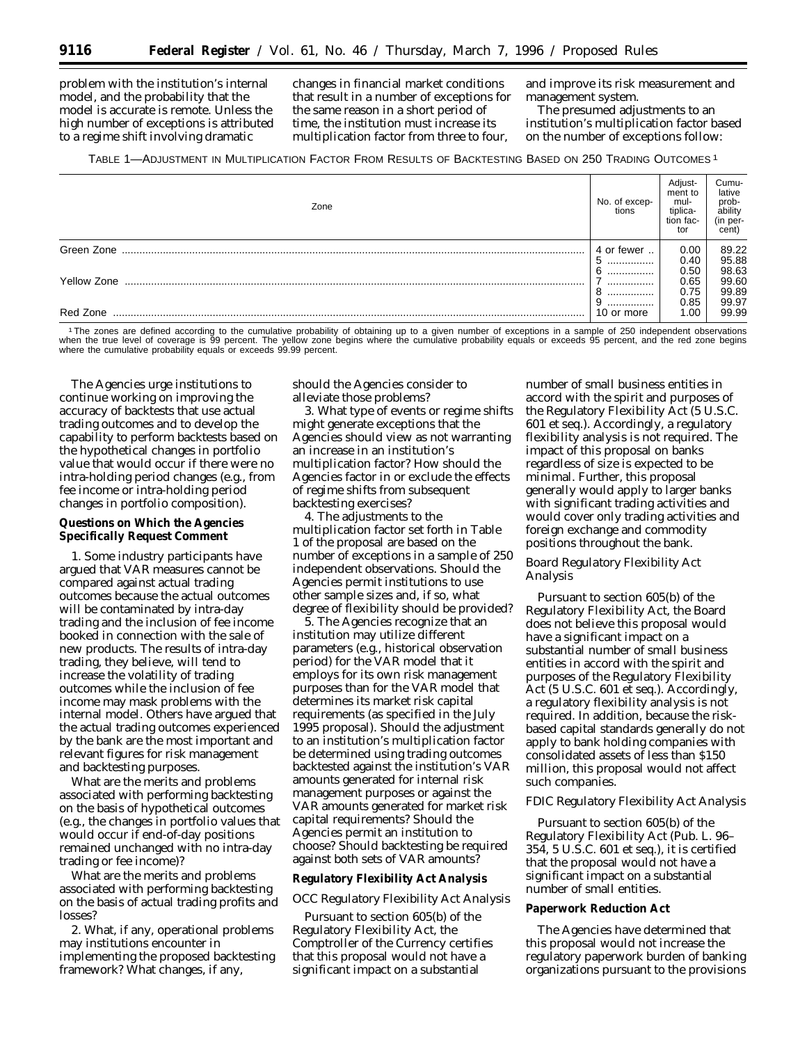problem with the institution's internal model, and the probability that the model is accurate is remote. Unless the high number of exceptions is attributed to a regime shift involving dramatic changes in financial market conditions that result in a number of exceptions for the same reason in a short period of time, the institution must increase its multiplication factor from three to four, and improve its risk measurement and management system.

The presumed adjustments to an institution's multiplication factor based on the number of exceptions follow:

TABLE 1—ADJUSTMENT IN MULTIPLICATION FACTOR FROM RESULTS OF BACKTESTING BASED ON 250 TRADING OUTCOMES [1]

| Zone | No. of exceptions | Adjustment to multiplication factor | Cumulative probability (in percent) |
|---|---|---|---|
| Green Zone | 4 or fewer | 0.00 | 89.22 |
| | 5 | 0.40 | 95.88 |
| | 6 | 0.50 | 98.63 |
| Yellow Zone | 7 | 0.65 | 99.60 |
| | 8 | 0.75 | 99.89 |
| | 9 | 0.85 | 99.97 |
| Red Zone | 10 or more | 1.00 | 99.99 |

[1] The zones are defined according to the cumulative probability of obtaining up to a given number of exceptions in a sample of 250 independent observations when the true level of coverage is 99 percent. The yellow zone begins where the cumulative probability equals or exceeds 95 percent, and the red zone begins where the cumulative probability equals or exceeds 99.99 percent.

The Agencies urge institutions to continue working on improving the accuracy of backtests that use actual trading outcomes and to develop the capability to perform backtests based on the hypothetical changes in portfolio value that would occur if there were no intra-holding period changes (e.g., from fee income or intra-holding period changes in portfolio composition).

**Questions on Which the Agencies Specifically Request Comment**

1. Some industry participants have argued that VAR measures cannot be compared against actual trading outcomes because the actual outcomes will be contaminated by intra-day trading and the inclusion of fee income booked in connection with the sale of new products. The results of intra-day trading, they believe, will tend to increase the volatility of trading outcomes while the inclusion of fee income may mask problems with the internal model. Others have argued that the actual trading outcomes experienced by the bank are the most important and relevant figures for risk management and backtesting purposes.

What are the merits and problems associated with performing backtesting on the basis of hypothetical outcomes (e.g., the changes in portfolio values that would occur if end-of-day positions remained unchanged with no intra-day trading or fee income)?

What are the merits and problems associated with performing backtesting on the basis of actual trading profits and losses?

2. What, if any, operational problems may institutions encounter in implementing the proposed backtesting framework? What changes, if any, should the Agencies consider to alleviate those problems?

3. What type of events or regime shifts might generate exceptions that the Agencies should view as not warranting an increase in an institution's multiplication factor? How should the Agencies factor in or exclude the effects of regime shifts from subsequent backtesting exercises?

4. The adjustments to the multiplication factor set forth in Table 1 of the proposal are based on the number of exceptions in a sample of 250 independent observations. Should the Agencies permit institutions to use other sample sizes and, if so, what degree of flexibility should be provided?

5. The Agencies recognize that an institution may utilize different parameters (e.g., historical observation period) for the VAR model that it employs for its own risk management purposes than for the VAR model that determines its market risk capital requirements (as specified in the July 1995 proposal). Should the adjustment to an institution's multiplication factor be determined using trading outcomes backtested against the institution's VAR amounts generated for internal risk management purposes or against the VAR amounts generated for market risk capital requirements? Should the Agencies permit an institution to choose? Should backtesting be required against both sets of VAR amounts?

**Regulatory Flexibility Act Analysis**

*OCC Regulatory Flexibility Act Analysis*

Pursuant to section 605(b) of the Regulatory Flexibility Act, the Comptroller of the Currency certifies that this proposal would not have a significant impact on a substantial number of small business entities in accord with the spirit and purposes of the Regulatory Flexibility Act (5 U.S.C. 601 *et seq.*). Accordingly, a regulatory flexibility analysis is not required. The impact of this proposal on banks regardless of size is expected to be minimal. Further, this proposal generally would apply to larger banks with significant trading activities and would cover only trading activities and foreign exchange and commodity positions throughout the bank.

*Board Regulatory Flexibility Act Analysis*

Pursuant to section 605(b) of the Regulatory Flexibility Act, the Board does not believe this proposal would have a significant impact on a substantial number of small business entities in accord with the spirit and purposes of the Regulatory Flexibility Act (5 U.S.C. 601 *et seq.*). Accordingly, a regulatory flexibility analysis is not required. In addition, because the risk-based capital standards generally do not apply to bank holding companies with consolidated assets of less than $150 million, this proposal would not affect such companies.

*FDIC Regulatory Flexibility Act Analysis*

Pursuant to section 605(b) of the Regulatory Flexibility Act (Pub. L. 96–354, 5 U.S.C. 601 *et seq.*), it is certified that the proposal would not have a significant impact on a substantial number of small entities.

**Paperwork Reduction Act**

The Agencies have determined that this proposal would not increase the regulatory paperwork burden of banking organizations pursuant to the provisions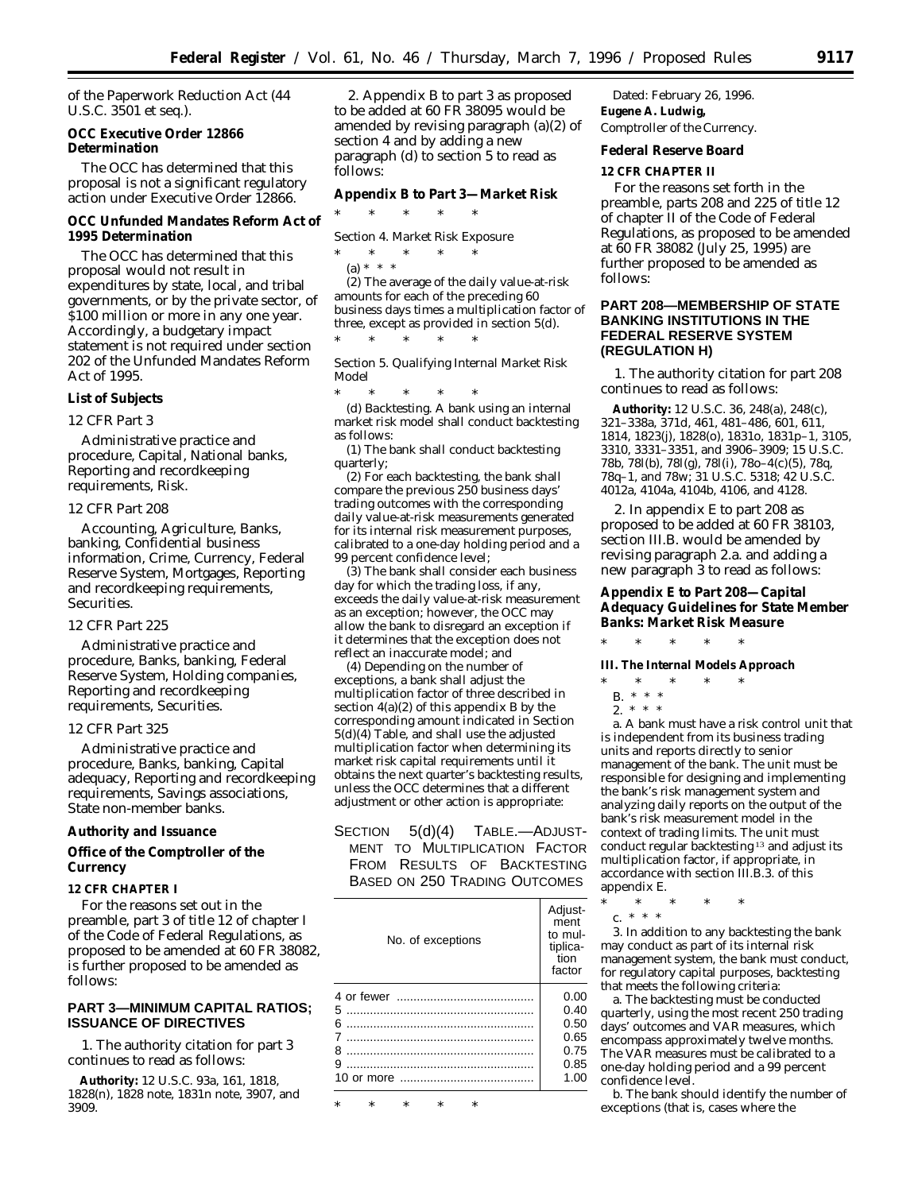of the Paperwork Reduction Act (44 U.S.C. 3501 et seq.).

### OCC Executive Order 12866 Determination

The OCC has determined that this proposal is not a significant regulatory action under Executive Order 12866.

### OCC Unfunded Mandates Reform Act of 1995 Determination

The OCC has determined that this proposal would not result in expenditures by state, local, and tribal governments, or by the private sector, of $100 million or more in any one year. Accordingly, a budgetary impact statement is not required under section 202 of the Unfunded Mandates Reform Act of 1995.

### List of Subjects

#### 12 CFR Part 3

Administrative practice and procedure, Capital, National banks, Reporting and recordkeeping requirements, Risk.

#### 12 CFR Part 208

Accounting, Agriculture, Banks, banking, Confidential business information, Crime, Currency, Federal Reserve System, Mortgages, Reporting and recordkeeping requirements, Securities.

#### 12 CFR Part 225

Administrative practice and procedure, Banks, banking, Federal Reserve System, Holding companies, Reporting and recordkeeping requirements, Securities.

#### 12 CFR Part 325

Administrative practice and procedure, Banks, banking, Capital adequacy, Reporting and recordkeeping requirements, Savings associations, State non-member banks.

### Authority and Issuance

### Office of the Comptroller of the Currency

#### 12 CFR CHAPTER I

For the reasons set out in the preamble, part 3 of title 12 of chapter I of the Code of Federal Regulations, as proposed to be amended at 60 FR 38082, is further proposed to be amended as follows:

## PART 3—MINIMUM CAPITAL RATIOS; ISSUANCE OF DIRECTIVES

1. The authority citation for part 3 continues to read as follows:

**Authority:** 12 U.S.C. 93a, 161, 1818, 1828(n), 1828 note, 1831n note, 3907, and 3909.

2. Appendix B to part 3 as proposed to be added at 60 FR 38095 would be amended by revising paragraph (a)(2) of section 4 and by adding a new paragraph (d) to section 5 to read as follows:

### Appendix B to Part 3—Market Risk

\* \* \* \* \*

Section 4. Market Risk Exposure

\* \* \* \* \*

(a) \* \* \*

(2) The average of the daily value-at-risk amounts for each of the preceding 60 business days times a multiplication factor of three, except as provided in section 5(d).

\* \* \* \* \*

Section 5. Qualifying Internal Market Risk Model

\* \* \* \* \*

(d) Backtesting. A bank using an internal market risk model shall conduct backtesting as follows:

(1) The bank shall conduct backtesting quarterly;

(2) For each backtesting, the bank shall compare the previous 250 business days' trading outcomes with the corresponding daily value-at-risk measurements generated for its internal risk measurement purposes, calibrated to a one-day holding period and a 99 percent confidence level;

(3) The bank shall consider each business day for which the trading loss, if any, exceeds the daily value-at-risk measurement as an exception; however, the OCC may allow the bank to disregard an exception if it determines that the exception does not reflect an inaccurate model; and

(4) Depending on the number of exceptions, a bank shall adjust the multiplication factor of three described in section 4(a)(2) of this appendix B by the corresponding amount indicated in Section 5(d)(4) Table, and shall use the adjusted multiplication factor when determining its market risk capital requirements until it obtains the next quarter's backtesting results, unless the OCC determines that a different adjustment or other action is appropriate:

SECTION 5(d)(4) TABLE.—ADJUSTMENT TO MULTIPLICATION FACTOR FROM RESULTS OF BACKTESTING BASED ON 250 TRADING OUTCOMES

| No. of exceptions | Adjustment to multiplication factor |
|---|---|
| 4 or fewer | 0.00 |
| 5 | 0.40 |
| 6 | 0.50 |
| 7 | 0.65 |
| 8 | 0.75 |
| 9 | 0.85 |
| 10 or more | 1.00 |

\* \* \* \* \*

Dated: February 26, 1996.

**Eugene A. Ludwig,**

*Comptroller of the Currency.*

### Federal Reserve Board

#### 12 CFR CHAPTER II

For the reasons set forth in the preamble, parts 208 and 225 of title 12 of chapter II of the Code of Federal Regulations, as proposed to be amended at 60 FR 38082 (July 25, 1995) are further proposed to be amended as follows:

## PART 208—MEMBERSHIP OF STATE BANKING INSTITUTIONS IN THE FEDERAL RESERVE SYSTEM (REGULATION H)

1. The authority citation for part 208 continues to read as follows:

**Authority:** 12 U.S.C. 36, 248(a), 248(c), 321–338a, 371d, 461, 481–486, 601, 611, 1814, 1823(j), 1828(o), 1831o, 1831p–1, 3105, 3310, 3331–3351, and 3906–3909; 15 U.S.C. 78b, 78l(b), 78l(g), 78l(i), 78o–4(c)(5), 78q, 78q–1, and 78w; 31 U.S.C. 5318; 42 U.S.C. 4012a, 4104a, 4104b, 4106, and 4128.

2. In appendix E to part 208 as proposed to be added at 60 FR 38103, section III.B. would be amended by revising paragraph 2.a. and adding a new paragraph 3 to read as follows:

### Appendix E to Part 208—Capital Adequacy Guidelines for State Member Banks: Market Risk Measure

\* \* \* \* \*

#### III. The Internal Models Approach

\* \* \* \* \*

B. \* \* \*

2. \* \* \*

a. A bank must have a risk control unit that is independent from its business trading units and reports directly to senior management of the bank. The unit must be responsible for designing and implementing the bank's risk management system and analyzing daily reports on the output of the bank's risk measurement model in the context of trading limits. The unit must conduct regular backtesting[13] and adjust its multiplication factor, if appropriate, in accordance with section III.B.3. of this appendix E.

\* \* \* \* \*

c. \* \* \*

3. In addition to any backtesting the bank may conduct as part of its internal risk management system, the bank must conduct, for regulatory capital purposes, backtesting that meets the following criteria:

a. The backtesting must be conducted quarterly, using the most recent 250 trading days' outcomes and VAR measures, which encompass approximately twelve months. The VAR measures must be calibrated to a one-day holding period and a 99 percent confidence level.

b. The bank should identify the number of exceptions (that is, cases where the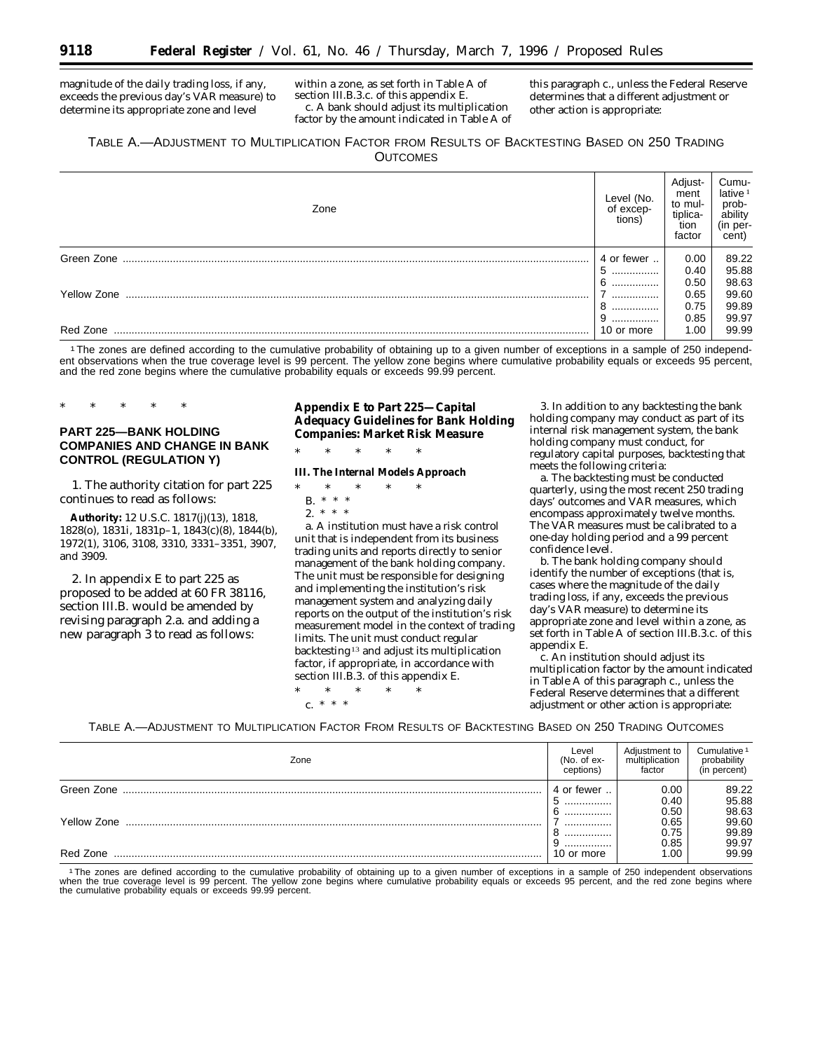magnitude of the daily trading loss, if any, exceeds the previous day's VAR measure) to determine its appropriate zone and level within a zone, as set forth in Table A of section III.B.3.c. of this appendix E.

c. A bank should adjust its multiplication factor by the amount indicated in Table A of this paragraph c., unless the Federal Reserve determines that a different adjustment or other action is appropriate:

TABLE A.—ADJUSTMENT TO MULTIPLICATION FACTOR FROM RESULTS OF BACKTESTING BASED ON 250 TRADING OUTCOMES

| Zone | Level (No. of exceptions) | Adjustment to multiplication factor | Cumulative [1] probability (in percent) |
|---|---|---|---|
| Green Zone | 4 or fewer | 0.00 | 89.22 |
| | 5 | 0.40 | 95.88 |
| | 6 | 0.50 | 98.63 |
| Yellow Zone | 7 | 0.65 | 99.60 |
| | 8 | 0.75 | 99.89 |
| | 9 | 0.85 | 99.97 |
| Red Zone | 10 or more | 1.00 | 99.99 |

[1] The zones are defined according to the cumulative probability of obtaining up to a given number of exceptions in a sample of 250 independent observations when the true coverage level is 99 percent. The yellow zone begins where cumulative probability equals or exceeds 95 percent, and the red zone begins where the cumulative probability equals or exceeds 99.99 percent.

\* \* \* \* \*

## PART 225—BANK HOLDING COMPANIES AND CHANGE IN BANK CONTROL (REGULATION Y)

1. The authority citation for part 225 continues to read as follows:

**Authority:** 12 U.S.C. 1817(j)(13), 1818, 1828(o), 1831i, 1831p–1, 1843(c)(8), 1844(b), 1972(1), 3106, 3108, 3310, 3331–3351, 3907, and 3909.

2. In appendix E to part 225 as proposed to be added at 60 FR 38116, section III.B. would be amended by revising paragraph 2.a. and adding a new paragraph 3 to read as follows:

### Appendix E to Part 225—Capital Adequacy Guidelines for Bank Holding Companies: Market Risk Measure

\* \* \* \* \*

**III. The Internal Models Approach**

\* \* \* \* \*

B. \* \* \*

2. \* \* \*

a. A institution must have a risk control unit that is independent from its business trading units and reports directly to senior management of the bank holding company. The unit must be responsible for designing and implementing the institution's risk management system and analyzing daily reports on the output of the institution's risk measurement model in the context of trading limits. The unit must conduct regular backtesting[13] and adjust its multiplication factor, if appropriate, in accordance with section III.B.3. of this appendix E.

\* \* \* \* \*

c. \* \* \*

3. In addition to any backtesting the bank holding company may conduct as part of its internal risk management system, the bank holding company must conduct, for regulatory capital purposes, backtesting that meets the following criteria:

a. The backtesting must be conducted quarterly, using the most recent 250 trading days' outcomes and VAR measures, which encompass approximately twelve months. The VAR measures must be calibrated to a one-day holding period and a 99 percent confidence level.

b. The bank holding company should identify the number of exceptions (that is, cases where the magnitude of the daily trading loss, if any, exceeds the previous day's VAR measure) to determine its appropriate zone and level within a zone, as set forth in Table A of section III.B.3.c. of this appendix E.

c. An institution should adjust its multiplication factor by the amount indicated in Table A of this paragraph c., unless the Federal Reserve determines that a different adjustment or other action is appropriate:

TABLE A.—ADJUSTMENT TO MULTIPLICATION FACTOR FROM RESULTS OF BACKTESTING BASED ON 250 TRADING OUTCOMES

| Zone | Level (No. of exceptions) | Adjustment to multiplication factor | Cumulative [1] probability (in percent) |
|---|---|---|---|
| Green Zone | 4 or fewer | 0.00 | 89.22 |
| | 5 | 0.40 | 95.88 |
| | 6 | 0.50 | 98.63 |
| Yellow Zone | 7 | 0.65 | 99.60 |
| | 8 | 0.75 | 99.89 |
| | 9 | 0.85 | 99.97 |
| Red Zone | 10 or more | 1.00 | 99.99 |

[1] The zones are defined according to the cumulative probability of obtaining up to a given number of exceptions in a sample of 250 independent observations when the true coverage level is 99 percent. The yellow zone begins where cumulative probability equals or exceeds 95 percent, and the red zone begins where the cumulative probability equals or exceeds 99.99 percent.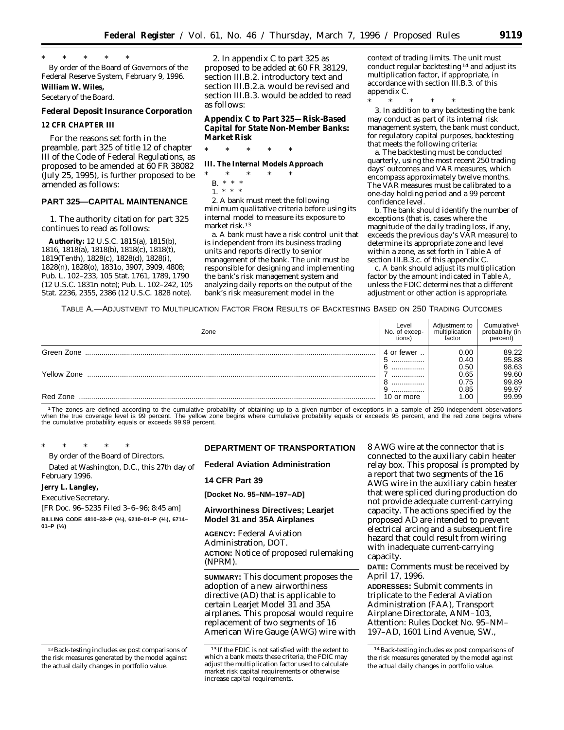\* \* \* \* \*

By order of the Board of Governors of the Federal Reserve System, February 9, 1996.

**William W. Wiles,**

*Secetary of the Board.*

## Federal Deposit Insurance Corporation

### 12 CFR CHAPTER III

For the reasons set forth in the preamble, part 325 of title 12 of chapter III of the Code of Federal Regulations, as proposed to be amended at 60 FR 38082 (July 25, 1995), is further proposed to be amended as follows:

## PART 325—CAPITAL MAINTENANCE

1. The authority citation for part 325 continues to read as follows:

**Authority:** 12 U.S.C. 1815(a), 1815(b), 1816, 1818(a), 1818(b), 1818(c), 1818(t), 1819(Tenth), 1828(c), 1828(d), 1828(i), 1828(n), 1828(o), 1831o, 3907, 3909, 4808; Pub. L. 102–233, 105 Stat. 1761, 1789, 1790 (12 U.S.C. 1831n note); Pub. L. 102–242, 105 Stat. 2236, 2355, 2386 (12 U.S.C. 1828 note).

2. In appendix C to part 325 as proposed to be added at 60 FR 38129, section III.B.2. introductory text and section III.B.2.a. would be revised and section III.B.3. would be added to read as follows:

### Appendix C to Part 325—Risk-Based Capital for State Non-Member Banks: Market Risk

\* \* \* \* \*

#### III. The Internal Models Approach

\* \* \* \* \*

B. \* \* \*

1. \* \* \*

2. A bank must meet the following minimum qualitative criteria before using its internal model to measure its exposure to market risk.[13]

a. A bank must have a risk control unit that is independent from its business trading units and reports directly to senior management of the bank. The unit must be responsible for designing and implementing the bank's risk management system and analyzing daily reports on the output of the bank's risk measurement model in the context of trading limits. The unit must conduct regular backtesting[14] and adjust its multiplication factor, if appropriate, in accordance with section III.B.3. of this appendix C.

\* \* \* \* \*

3. In addition to any backtesting the bank may conduct as part of its internal risk management system, the bank must conduct, for regulatory capital purposes, backtesting that meets the following criteria:

a. The backtesting must be conducted quarterly, using the most recent 250 trading days' outcomes and VAR measures, which encompass approximately twelve months. The VAR measures must be calibrated to a one-day holding period and a 99 percent confidence level.

b. The bank should identify the number of exceptions (that is, cases where the magnitude of the daily trading loss, if any, exceeds the previous day's VAR measure) to determine its appropriate zone and level within a zone, as set forth in Table A of section III.B.3.c. of this appendix C.

c. A bank should adjust its multiplication factor by the amount indicated in Table A, unless the FDIC determines that a different adjustment or other action is appropriate.

TABLE A.—ADJUSTMENT TO MULTIPLICATION FACTOR FROM RESULTS OF BACKTESTING BASED ON 250 TRADING OUTCOMES

| Zone | Level No. of exceptions) | Adjustment to multiplication factor | Cumulative[1] probability (in percent) |
|---|---|---|---|
| Green Zone | 4 or fewer | 0.00 | 89.22 |
| | 5 | 0.40 | 95.88 |
| | 6 | 0.50 | 98.63 |
| Yellow Zone | 7 | 0.65 | 99.60 |
| | 8 | 0.75 | 99.89 |
| | 9 | 0.85 | 99.97 |
| Red Zone | 10 or more | 1.00 | 99.99 |

[1] The zones are defined according to the cumulative probability of obtaining up to a given number of exceptions in a sample of 250 independent observations when the true coverage level is 99 percent. The yellow zone begins where cumulative probability equals or exceeds 95 percent, and the red zone begins where the cumulative probability equals or exceeds 99.99 percent.

\* \* \* \* \*

By order of the Board of Directors.

Dated at Washington, D.C., this 27th day of February 1996.

**Jerry L. Langley,**

*Executive Secretary.*

[FR Doc. 96–5235 Filed 3–6–96; 8:45 am]

**BILLING CODE 4810–33–P (1/3), 6210–01–P (1/3), 6714–01–P (1/3)**

## DEPARTMENT OF TRANSPORTATION

### Federal Aviation Administration

### 14 CFR Part 39

**[Docket No. 95–NM–197–AD]**

### Airworthiness Directives; Learjet Model 31 and 35A Airplanes

**AGENCY:** Federal Aviation Administration, DOT.

**ACTION:** Notice of proposed rulemaking (NPRM).

**SUMMARY:** This document proposes the adoption of a new airworthiness directive (AD) that is applicable to certain Learjet Model 31 and 35A airplanes. This proposal would require replacement of two segments of 16 American Wire Gauge (AWG) wire with 8 AWG wire at the connector that is connected to the auxiliary cabin heater relay box. This proposal is prompted by a report that two segments of the 16 AWG wire in the auxiliary cabin heater that were spliced during production do not provide adequate current-carrying capacity. The actions specified by the proposed AD are intended to prevent electrical arcing and a subsequent fire hazard that could result from wiring with inadequate current-carrying capacity.

**DATE:** Comments must be received by April 17, 1996.

**ADDRESSES:** Submit comments in triplicate to the Federal Aviation Administration (FAA), Transport Airplane Directorate, ANM–103, Attention: Rules Docket No. 95–NM–197–AD, 1601 Lind Avenue, SW.,

[13] Back-testing includes ex post comparisons of the risk measures generated by the model against the actual daily changes in portfolio value.

[13] If the FDIC is not satisfied with the extent to which a bank meets these criteria, the FDIC may adjust the multiplication factor used to calculate market risk capital requirements or otherwise increase capital requirements.

[14] Back-testing includes ex post comparisons of the risk measures generated by the model against the actual daily changes in portfolio value.